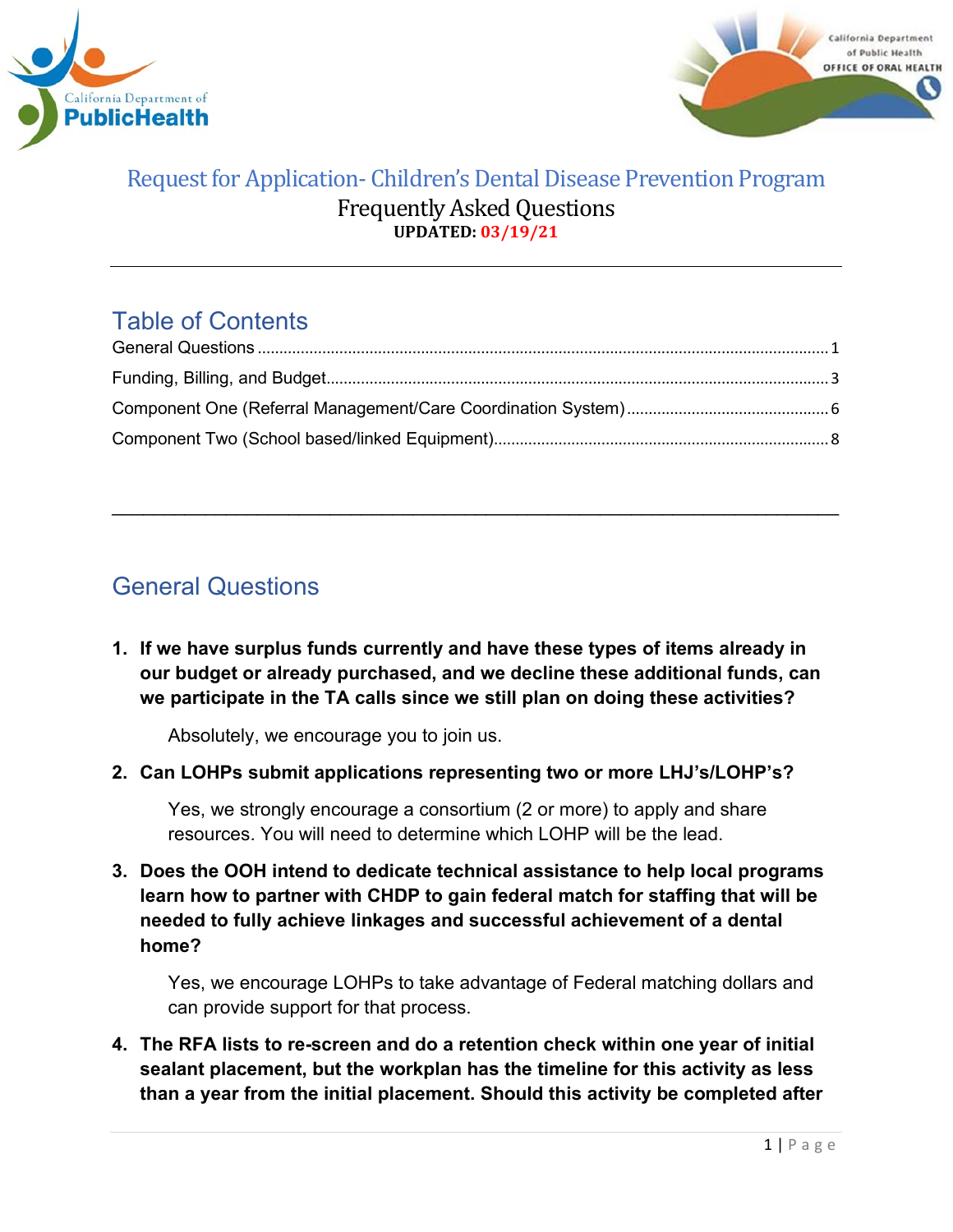# Request for Application- Children's Dental Disease Prevention Program

## Frequently Asked Questions

**UPDATED: 03/19/21**

---

## Table of Contents

General Questions ........ 1
Funding, Billing, and Budget ........ 3
Component One (Referral Management/Care Coordination System) ........ 6
Component Two (School based/linked Equipment) ........ 8

---

## General Questions

1. **If we have surplus funds currently and have these types of items already in our budget or already purchased, and we decline these additional funds, can we participate in the TA calls since we still plan on doing these activities?**

   Absolutely, we encourage you to join us.

2. **Can LOHPs submit applications representing two or more LHJ's/LOHP's?**

   Yes, we strongly encourage a consortium (2 or more) to apply and share resources. You will need to determine which LOHP will be the lead.

3. **Does the OOH intend to dedicate technical assistance to help local programs learn how to partner with CHDP to gain federal match for staffing that will be needed to fully achieve linkages and successful achievement of a dental home?**

   Yes, we encourage LOHPs to take advantage of Federal matching dollars and can provide support for that process.

4. **The RFA lists to re-screen and do a retention check within one year of initial sealant placement, but the workplan has the timeline for this activity as less than a year from the initial placement. Should this activity be completed after**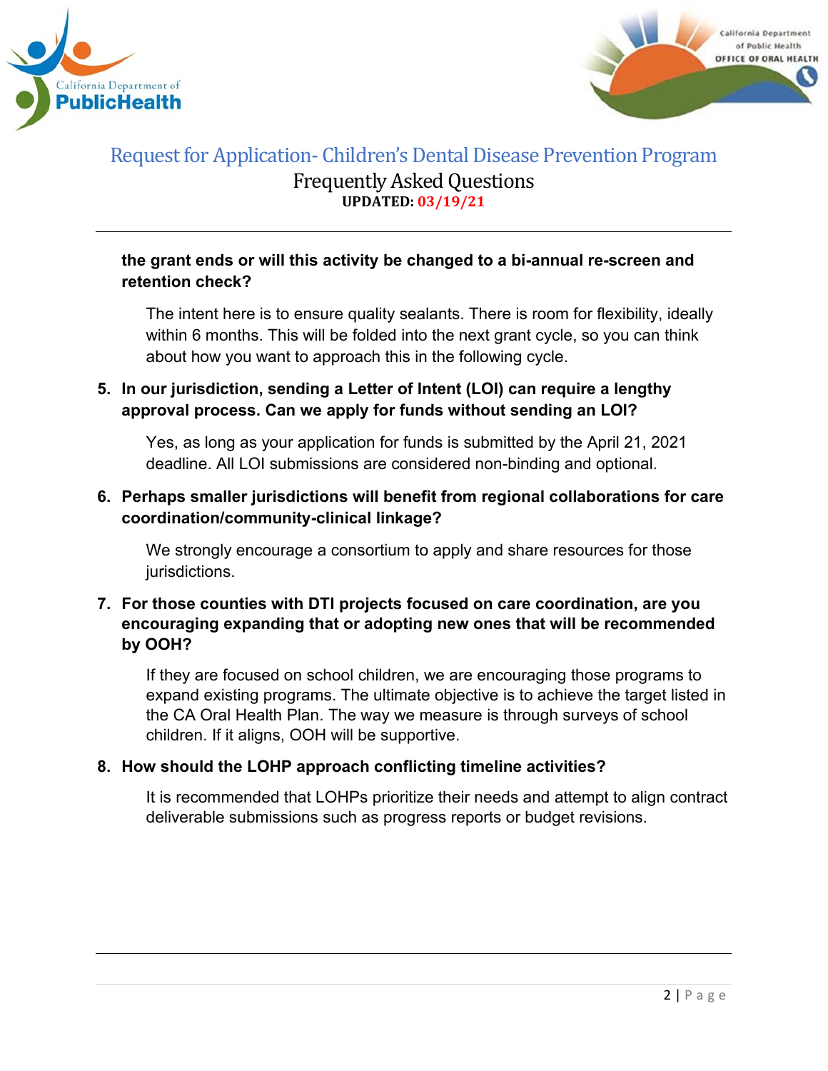**the grant ends or will this activity be changed to a bi-annual re-screen and retention check?**

The intent here is to ensure quality sealants. There is room for flexibility, ideally within 6 months. This will be folded into the next grant cycle, so you can think about how you want to approach this in the following cycle.

5. **In our jurisdiction, sending a Letter of Intent (LOI) can require a lengthy approval process. Can we apply for funds without sending an LOI?**

   Yes, as long as your application for funds is submitted by the April 21, 2021 deadline. All LOI submissions are considered non-binding and optional.

6. **Perhaps smaller jurisdictions will benefit from regional collaborations for care coordination/community-clinical linkage?**

   We strongly encourage a consortium to apply and share resources for those jurisdictions.

7. **For those counties with DTI projects focused on care coordination, are you encouraging expanding that or adopting new ones that will be recommended by OOH?**

   If they are focused on school children, we are encouraging those programs to expand existing programs. The ultimate objective is to achieve the target listed in the CA Oral Health Plan. The way we measure is through surveys of school children. If it aligns, OOH will be supportive.

8. **How should the LOHP approach conflicting timeline activities?**

   It is recommended that LOHPs prioritize their needs and attempt to align contract deliverable submissions such as progress reports or budget revisions.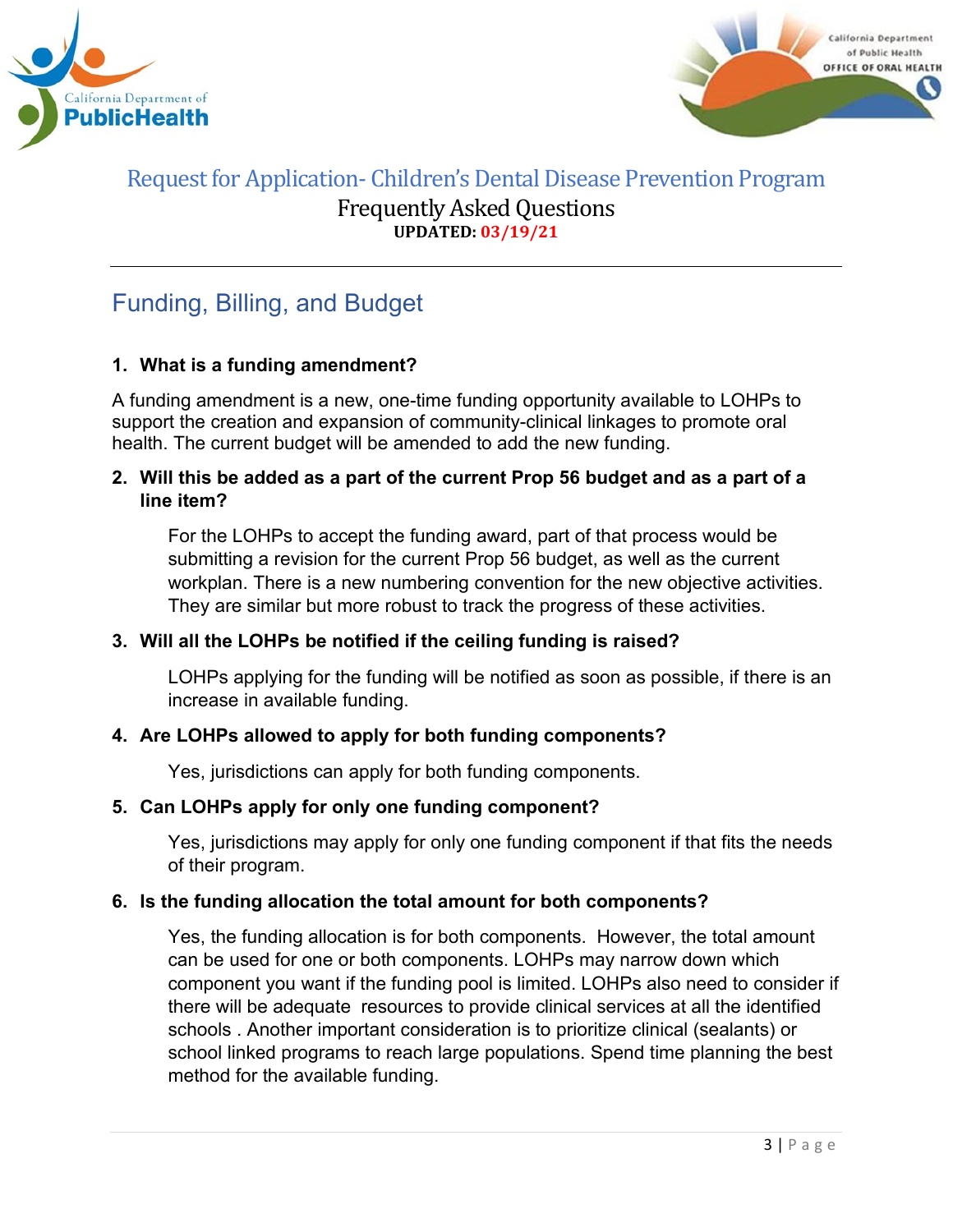Request for Application- Children's Dental Disease Prevention Program

Frequently Asked Questions

**UPDATED: 03/19/21**

## Funding, Billing, and Budget

**1. What is a funding amendment?**

A funding amendment is a new, one-time funding opportunity available to LOHPs to support the creation and expansion of community-clinical linkages to promote oral health. The current budget will be amended to add the new funding.

**2. Will this be added as a part of the current Prop 56 budget and as a part of a line item?**

For the LOHPs to accept the funding award, part of that process would be submitting a revision for the current Prop 56 budget, as well as the current workplan. There is a new numbering convention for the new objective activities. They are similar but more robust to track the progress of these activities.

**3. Will all the LOHPs be notified if the ceiling funding is raised?**

LOHPs applying for the funding will be notified as soon as possible, if there is an increase in available funding.

**4. Are LOHPs allowed to apply for both funding components?**

Yes, jurisdictions can apply for both funding components.

**5. Can LOHPs apply for only one funding component?**

Yes, jurisdictions may apply for only one funding component if that fits the needs of their program.

**6. Is the funding allocation the total amount for both components?**

Yes, the funding allocation is for both components. However, the total amount can be used for one or both components. LOHPs may narrow down which component you want if the funding pool is limited. LOHPs also need to consider if there will be adequate resources to provide clinical services at all the identified schools . Another important consideration is to prioritize clinical (sealants) or school linked programs to reach large populations. Spend time planning the best method for the available funding.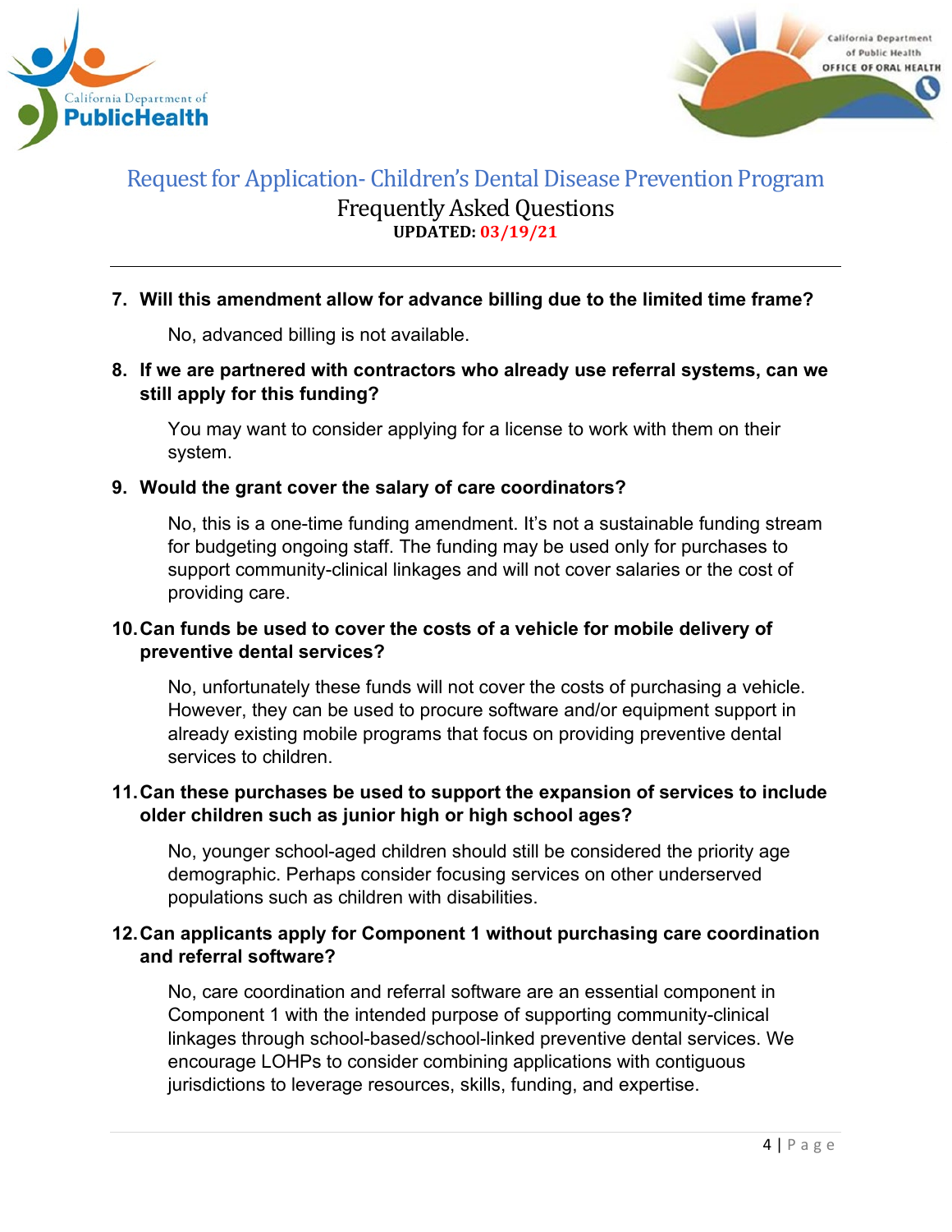7. **Will this amendment allow for advance billing due to the limited time frame?**

   No, advanced billing is not available.

8. **If we are partnered with contractors who already use referral systems, can we still apply for this funding?**

   You may want to consider applying for a license to work with them on their system.

9. **Would the grant cover the salary of care coordinators?**

   No, this is a one-time funding amendment. It's not a sustainable funding stream for budgeting ongoing staff. The funding may be used only for purchases to support community-clinical linkages and will not cover salaries or the cost of providing care.

10. **Can funds be used to cover the costs of a vehicle for mobile delivery of preventive dental services?**

    No, unfortunately these funds will not cover the costs of purchasing a vehicle. However, they can be used to procure software and/or equipment support in already existing mobile programs that focus on providing preventive dental services to children.

11. **Can these purchases be used to support the expansion of services to include older children such as junior high or high school ages?**

    No, younger school-aged children should still be considered the priority age demographic. Perhaps consider focusing services on other underserved populations such as children with disabilities.

12. **Can applicants apply for Component 1 without purchasing care coordination and referral software?**

    No, care coordination and referral software are an essential component in Component 1 with the intended purpose of supporting community-clinical linkages through school-based/school-linked preventive dental services. We encourage LOHPs to consider combining applications with contiguous jurisdictions to leverage resources, skills, funding, and expertise.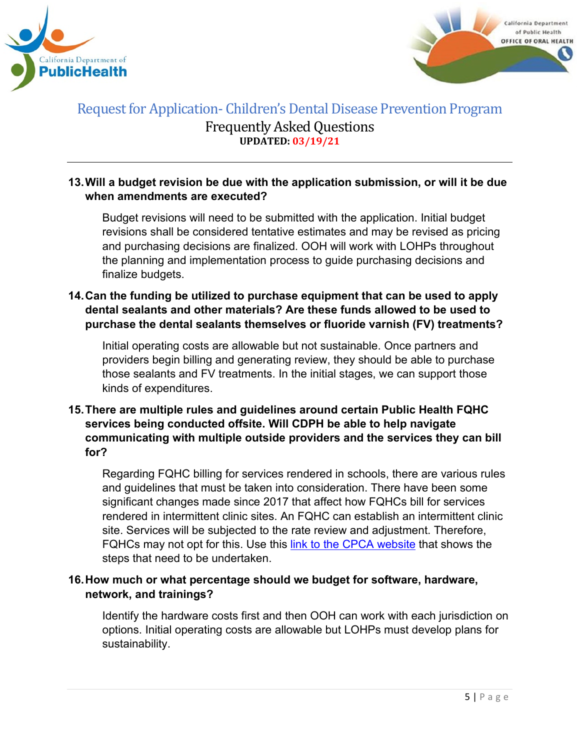13. **Will a budget revision be due with the application submission, or will it be due when amendments are executed?**

    Budget revisions will need to be submitted with the application. Initial budget revisions shall be considered tentative estimates and may be revised as pricing and purchasing decisions are finalized. OOH will work with LOHPs throughout the planning and implementation process to guide purchasing decisions and finalize budgets.

14. **Can the funding be utilized to purchase equipment that can be used to apply dental sealants and other materials? Are these funds allowed to be used to purchase the dental sealants themselves or fluoride varnish (FV) treatments?**

    Initial operating costs are allowable but not sustainable. Once partners and providers begin billing and generating review, they should be able to purchase those sealants and FV treatments. In the initial stages, we can support those kinds of expenditures.

15. **There are multiple rules and guidelines around certain Public Health FQHC services being conducted offsite. Will CDPH be able to help navigate communicating with multiple outside providers and the services they can bill for?**

    Regarding FQHC billing for services rendered in schools, there are various rules and guidelines that must be taken into consideration. There have been some significant changes made since 2017 that affect how FQHCs bill for services rendered in intermittent clinic sites. An FQHC can establish an intermittent clinic site. Services will be subjected to the rate review and adjustment. Therefore, FQHCs may not opt for this. Use this link to the CPCA website that shows the steps that need to be undertaken.

16. **How much or what percentage should we budget for software, hardware, network, and trainings?**

    Identify the hardware costs first and then OOH can work with each jurisdiction on options. Initial operating costs are allowable but LOHPs must develop plans for sustainability.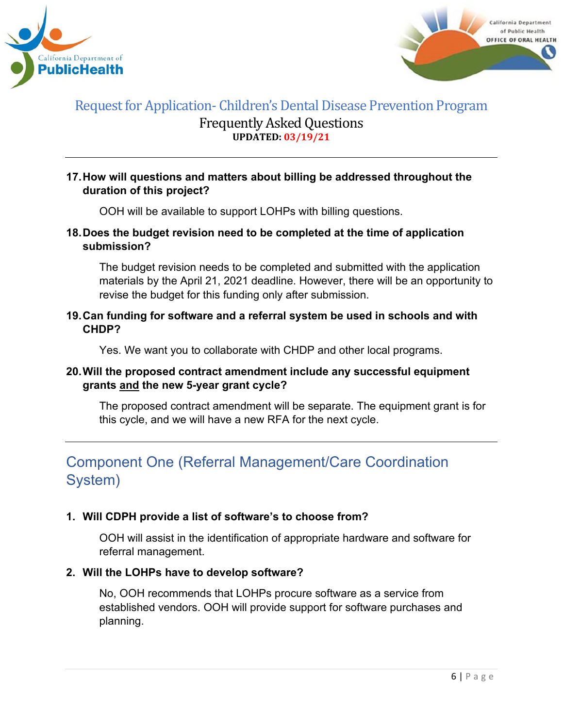17. **How will questions and matters about billing be addressed throughout the duration of this project?**

    OOH will be available to support LOHPs with billing questions.

18. **Does the budget revision need to be completed at the time of application submission?**

    The budget revision needs to be completed and submitted with the application materials by the April 21, 2021 deadline. However, there will be an opportunity to revise the budget for this funding only after submission.

19. **Can funding for software and a referral system be used in schools and with CHDP?**

    Yes. We want you to collaborate with CHDP and other local programs.

20. **Will the proposed contract amendment include any successful equipment grants <u>and</u> the new 5-year grant cycle?**

    The proposed contract amendment will be separate. The equipment grant is for this cycle, and we will have a new RFA for the next cycle.

---

## Component One (Referral Management/Care Coordination System)

1. **Will CDPH provide a list of software's to choose from?**

   OOH will assist in the identification of appropriate hardware and software for referral management.

2. **Will the LOHPs have to develop software?**

   No, OOH recommends that LOHPs procure software as a service from established vendors. OOH will provide support for software purchases and planning.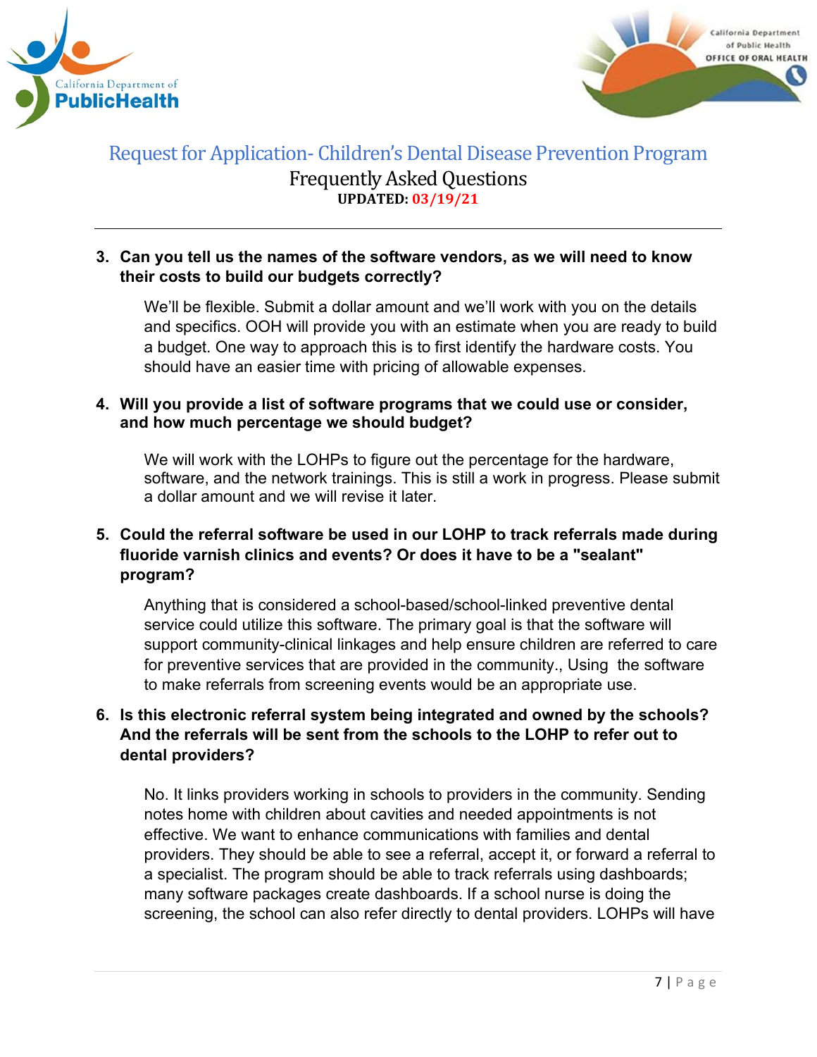Request for Application- Children's Dental Disease Prevention Program

Frequently Asked Questions

**UPDATED: 03/19/21**

3. **Can you tell us the names of the software vendors, as we will need to know their costs to build our budgets correctly?**

   We'll be flexible. Submit a dollar amount and we'll work with you on the details and specifics. OOH will provide you with an estimate when you are ready to build a budget. One way to approach this is to first identify the hardware costs. You should have an easier time with pricing of allowable expenses.

4. **Will you provide a list of software programs that we could use or consider, and how much percentage we should budget?**

   We will work with the LOHPs to figure out the percentage for the hardware, software, and the network trainings. This is still a work in progress. Please submit a dollar amount and we will revise it later.

5. **Could the referral software be used in our LOHP to track referrals made during fluoride varnish clinics and events? Or does it have to be a "sealant" program?**

   Anything that is considered a school-based/school-linked preventive dental service could utilize this software. The primary goal is that the software will support community-clinical linkages and help ensure children are referred to care for preventive services that are provided in the community., Using the software to make referrals from screening events would be an appropriate use.

6. **Is this electronic referral system being integrated and owned by the schools? And the referrals will be sent from the schools to the LOHP to refer out to dental providers?**

   No. It links providers working in schools to providers in the community. Sending notes home with children about cavities and needed appointments is not effective. We want to enhance communications with families and dental providers. They should be able to see a referral, accept it, or forward a referral to a specialist. The program should be able to track referrals using dashboards; many software packages create dashboards. If a school nurse is doing the screening, the school can also refer directly to dental providers. LOHPs will have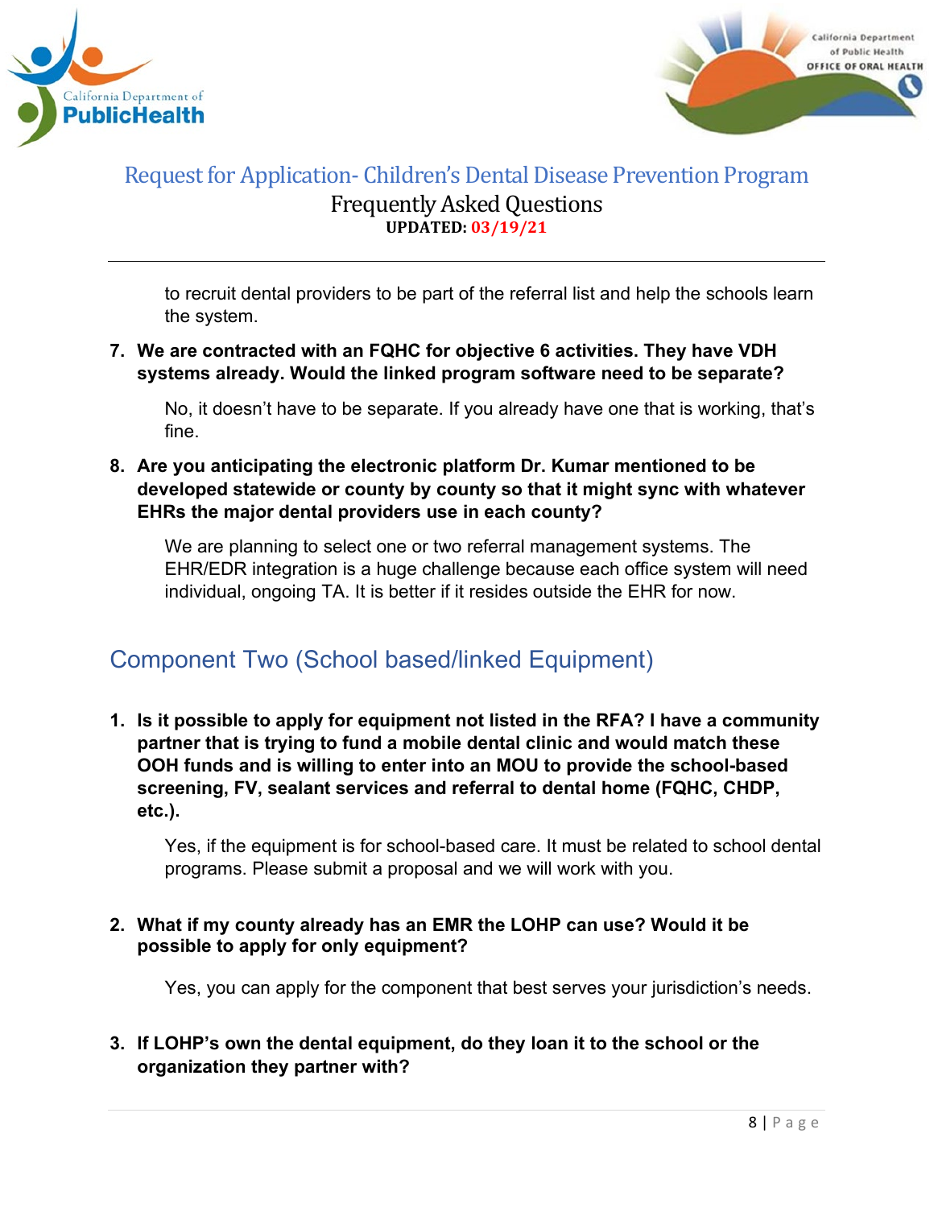to recruit dental providers to be part of the referral list and help the schools learn the system.

7. **We are contracted with an FQHC for objective 6 activities. They have VDH systems already. Would the linked program software need to be separate?**

   No, it doesn't have to be separate. If you already have one that is working, that's fine.

8. **Are you anticipating the electronic platform Dr. Kumar mentioned to be developed statewide or county by county so that it might sync with whatever EHRs the major dental providers use in each county?**

   We are planning to select one or two referral management systems. The EHR/EDR integration is a huge challenge because each office system will need individual, ongoing TA. It is better if it resides outside the EHR for now.

## Component Two (School based/linked Equipment)

1. **Is it possible to apply for equipment not listed in the RFA? I have a community partner that is trying to fund a mobile dental clinic and would match these OOH funds and is willing to enter into an MOU to provide the school-based screening, FV, sealant services and referral to dental home (FQHC, CHDP, etc.).**

   Yes, if the equipment is for school-based care. It must be related to school dental programs. Please submit a proposal and we will work with you.

2. **What if my county already has an EMR the LOHP can use? Would it be possible to apply for only equipment?**

   Yes, you can apply for the component that best serves your jurisdiction's needs.

3. **If LOHP's own the dental equipment, do they loan it to the school or the organization they partner with?**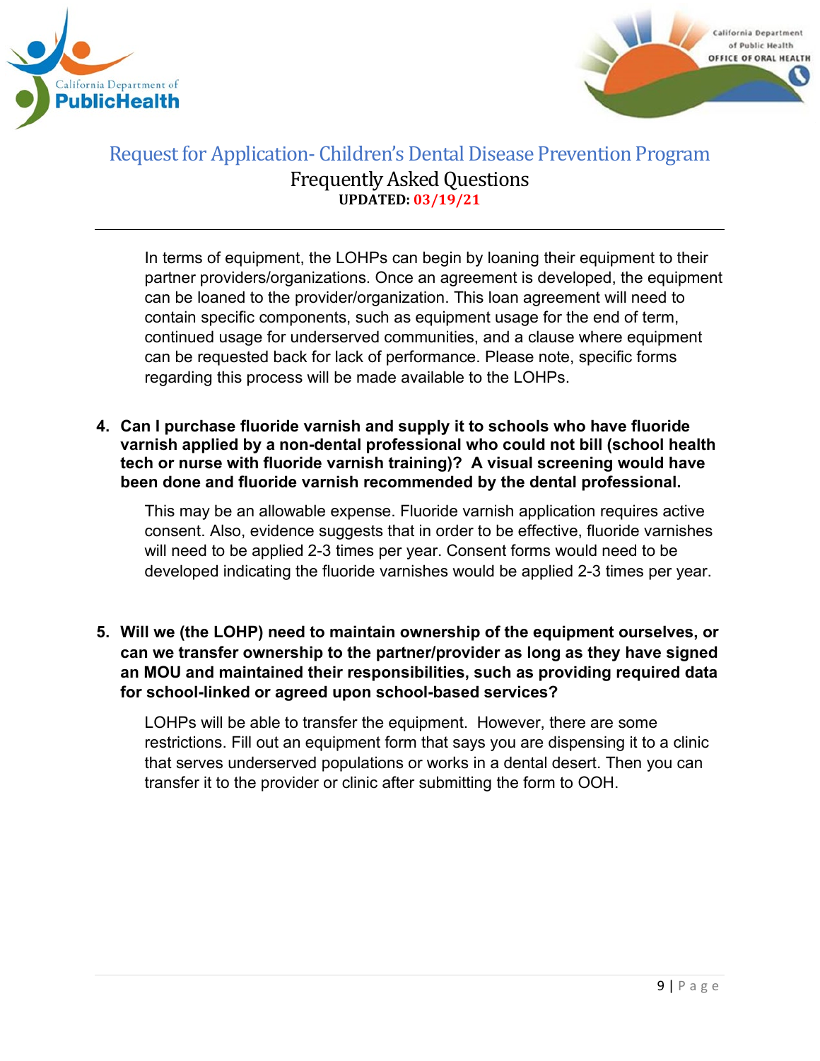In terms of equipment, the LOHPs can begin by loaning their equipment to their partner providers/organizations. Once an agreement is developed, the equipment can be loaned to the provider/organization. This loan agreement will need to contain specific components, such as equipment usage for the end of term, continued usage for underserved communities, and a clause where equipment can be requested back for lack of performance. Please note, specific forms regarding this process will be made available to the LOHPs.

4. **Can I purchase fluoride varnish and supply it to schools who have fluoride varnish applied by a non-dental professional who could not bill (school health tech or nurse with fluoride varnish training)? A visual screening would have been done and fluoride varnish recommended by the dental professional.**

   This may be an allowable expense. Fluoride varnish application requires active consent. Also, evidence suggests that in order to be effective, fluoride varnishes will need to be applied 2-3 times per year. Consent forms would need to be developed indicating the fluoride varnishes would be applied 2-3 times per year.

5. **Will we (the LOHP) need to maintain ownership of the equipment ourselves, or can we transfer ownership to the partner/provider as long as they have signed an MOU and maintained their responsibilities, such as providing required data for school-linked or agreed upon school-based services?**

   LOHPs will be able to transfer the equipment. However, there are some restrictions. Fill out an equipment form that says you are dispensing it to a clinic that serves underserved populations or works in a dental desert. Then you can transfer it to the provider or clinic after submitting the form to OOH.